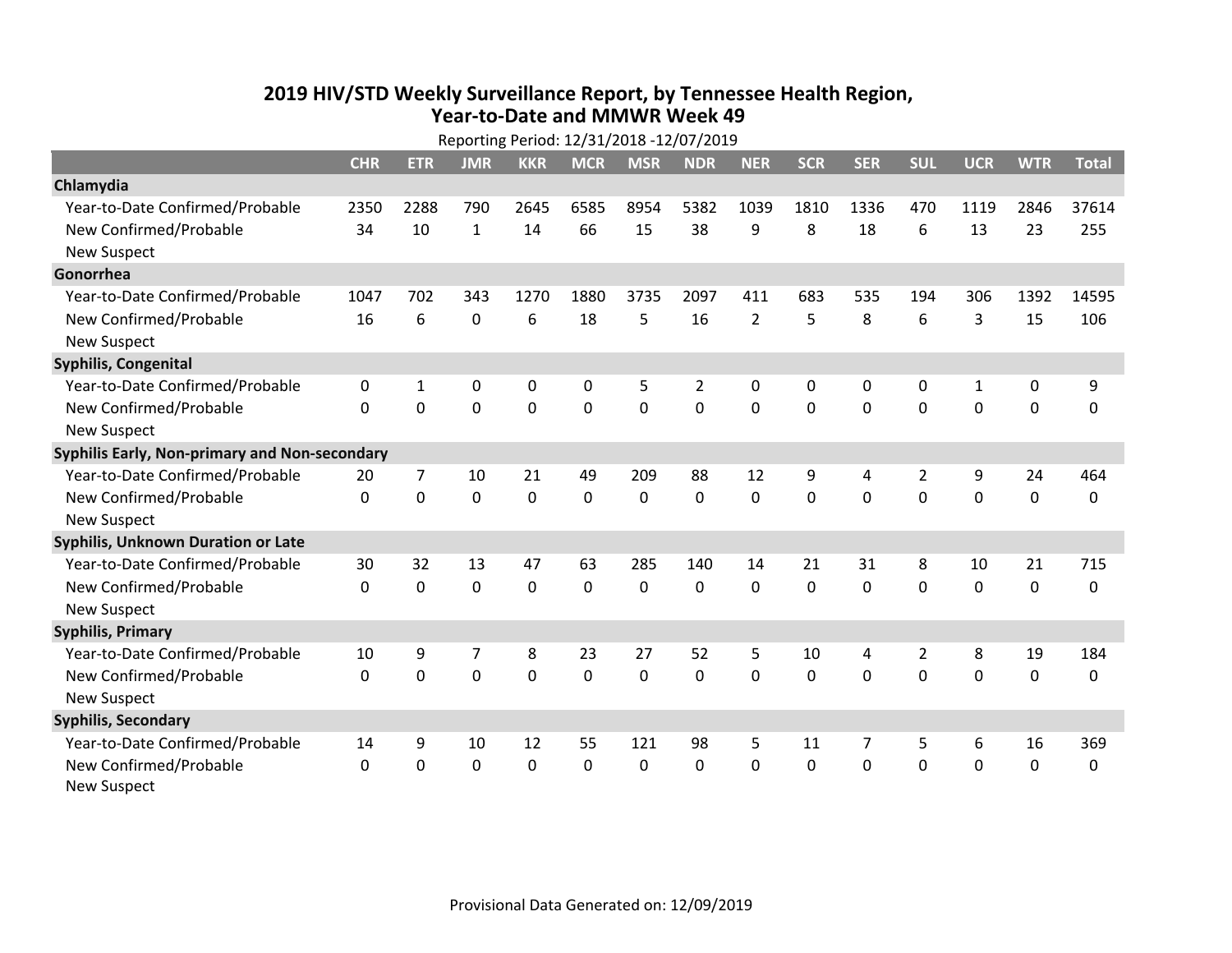# 2019 HIV/STD Weekly Surveillance Report, by Tennessee Health Region, Year-to-Date and MMWR Week 49

Reporting Period: 12/31/2018 -12/07/2019

| | CHR | ETR | JMR | KKR | MCR | MSR | NDR | NER | SCR | SER | SUL | UCR | WTR | Total |
|---|---|---|---|---|---|---|---|---|---|---|---|---|---|---|
| **Chlamydia** | | | | | | | | | | | | | | |
| Year-to-Date Confirmed/Probable | 2350 | 2288 | 790 | 2645 | 6585 | 8954 | 5382 | 1039 | 1810 | 1336 | 470 | 1119 | 2846 | 37614 |
| New Confirmed/Probable | 34 | 10 | 1 | 14 | 66 | 15 | 38 | 9 | 8 | 18 | 6 | 13 | 23 | 255 |
| New Suspect | | | | | | | | | | | | | | |
| **Gonorrhea** | | | | | | | | | | | | | | |
| Year-to-Date Confirmed/Probable | 1047 | 702 | 343 | 1270 | 1880 | 3735 | 2097 | 411 | 683 | 535 | 194 | 306 | 1392 | 14595 |
| New Confirmed/Probable | 16 | 6 | 0 | 6 | 18 | 5 | 16 | 2 | 5 | 8 | 6 | 3 | 15 | 106 |
| New Suspect | | | | | | | | | | | | | | |
| **Syphilis, Congenital** | | | | | | | | | | | | | | |
| Year-to-Date Confirmed/Probable | 0 | 1 | 0 | 0 | 0 | 5 | 2 | 0 | 0 | 0 | 0 | 1 | 0 | 9 |
| New Confirmed/Probable | 0 | 0 | 0 | 0 | 0 | 0 | 0 | 0 | 0 | 0 | 0 | 0 | 0 | 0 |
| New Suspect | | | | | | | | | | | | | | |
| **Syphilis Early, Non-primary and Non-secondary** | | | | | | | | | | | | | | |
| Year-to-Date Confirmed/Probable | 20 | 7 | 10 | 21 | 49 | 209 | 88 | 12 | 9 | 4 | 2 | 9 | 24 | 464 |
| New Confirmed/Probable | 0 | 0 | 0 | 0 | 0 | 0 | 0 | 0 | 0 | 0 | 0 | 0 | 0 | 0 |
| New Suspect | | | | | | | | | | | | | | |
| **Syphilis, Unknown Duration or Late** | | | | | | | | | | | | | | |
| Year-to-Date Confirmed/Probable | 30 | 32 | 13 | 47 | 63 | 285 | 140 | 14 | 21 | 31 | 8 | 10 | 21 | 715 |
| New Confirmed/Probable | 0 | 0 | 0 | 0 | 0 | 0 | 0 | 0 | 0 | 0 | 0 | 0 | 0 | 0 |
| New Suspect | | | | | | | | | | | | | | |
| **Syphilis, Primary** | | | | | | | | | | | | | | |
| Year-to-Date Confirmed/Probable | 10 | 9 | 7 | 8 | 23 | 27 | 52 | 5 | 10 | 4 | 2 | 8 | 19 | 184 |
| New Confirmed/Probable | 0 | 0 | 0 | 0 | 0 | 0 | 0 | 0 | 0 | 0 | 0 | 0 | 0 | 0 |
| New Suspect | | | | | | | | | | | | | | |
| **Syphilis, Secondary** | | | | | | | | | | | | | | |
| Year-to-Date Confirmed/Probable | 14 | 9 | 10 | 12 | 55 | 121 | 98 | 5 | 11 | 7 | 5 | 6 | 16 | 369 |
| New Confirmed/Probable | 0 | 0 | 0 | 0 | 0 | 0 | 0 | 0 | 0 | 0 | 0 | 0 | 0 | 0 |
| New Suspect | | | | | | | | | | | | | | |

Provisional Data Generated on: 12/09/2019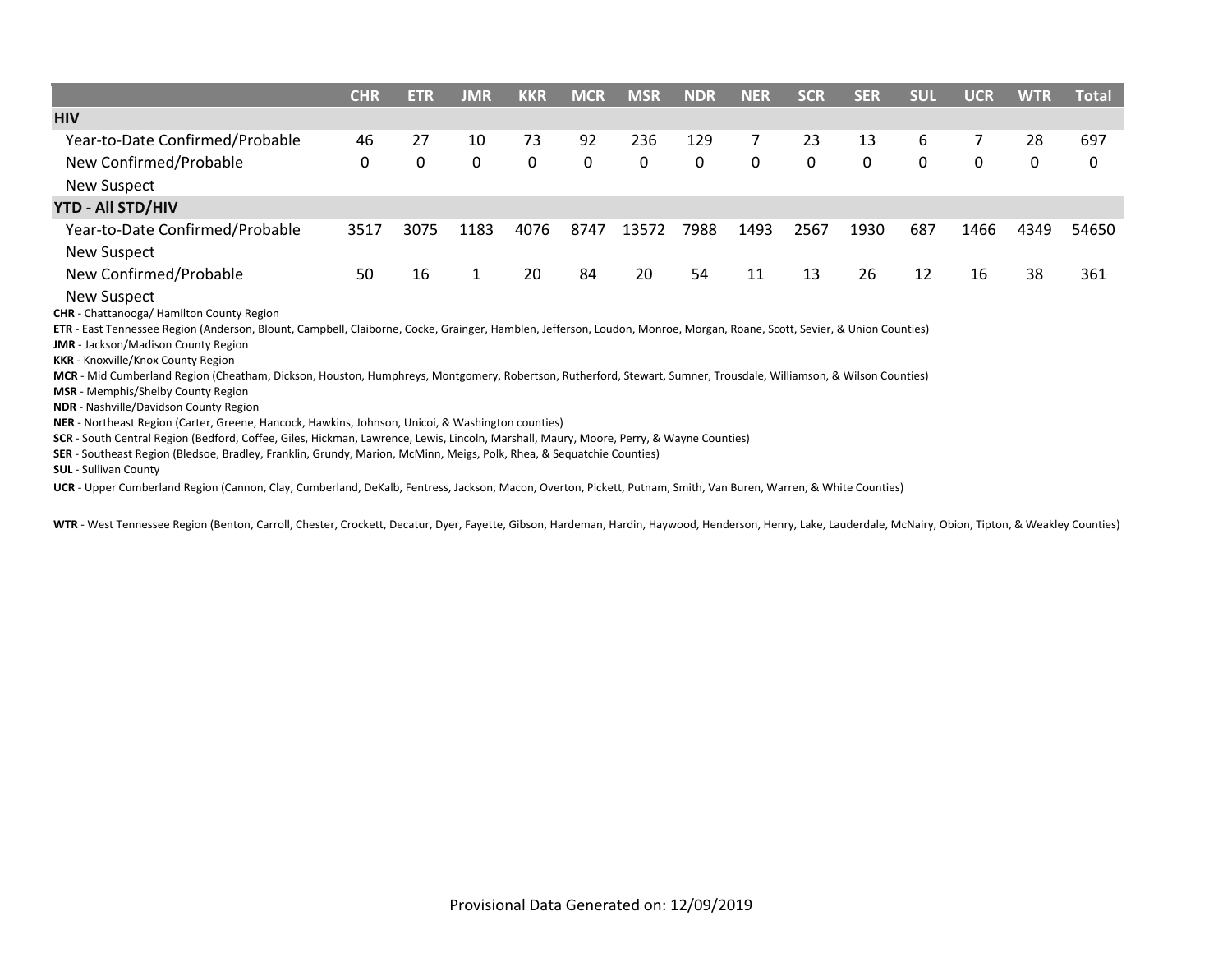| | CHR | ETR | JMR | KKR | MCR | MSR | NDR | NER | SCR | SER | SUL | UCR | WTR | Total |
|---|---|---|---|---|---|---|---|---|---|---|---|---|---|---|
| **HIV** | | | | | | | | | | | | | | |
| Year-to-Date Confirmed/Probable | 46 | 27 | 10 | 73 | 92 | 236 | 129 | 7 | 23 | 13 | 6 | 7 | 28 | 697 |
| New Confirmed/Probable | 0 | 0 | 0 | 0 | 0 | 0 | 0 | 0 | 0 | 0 | 0 | 0 | 0 | 0 |
| New Suspect | | | | | | | | | | | | | | |
| **YTD - All STD/HIV** | | | | | | | | | | | | | | |
| Year-to-Date Confirmed/Probable | 3517 | 3075 | 1183 | 4076 | 8747 | 13572 | 7988 | 1493 | 2567 | 1930 | 687 | 1466 | 4349 | 54650 |
| New Suspect | | | | | | | | | | | | | | |
| New Confirmed/Probable | 50 | 16 | 1 | 20 | 84 | 20 | 54 | 11 | 13 | 26 | 12 | 16 | 38 | 361 |
| New Suspect | | | | | | | | | | | | | | |

**CHR** - Chattanooga/ Hamilton County Region

**ETR** - East Tennessee Region (Anderson, Blount, Campbell, Claiborne, Cocke, Grainger, Hamblen, Jefferson, Loudon, Monroe, Morgan, Roane, Scott, Sevier, & Union Counties)

**JMR** - Jackson/Madison County Region

**KKR** - Knoxville/Knox County Region

**MCR** - Mid Cumberland Region (Cheatham, Dickson, Houston, Humphreys, Montgomery, Robertson, Rutherford, Stewart, Sumner, Trousdale, Williamson, & Wilson Counties)

**MSR** - Memphis/Shelby County Region

**NDR** - Nashville/Davidson County Region

**NER** - Northeast Region (Carter, Greene, Hancock, Hawkins, Johnson, Unicoi, & Washington counties)

**SCR** - South Central Region (Bedford, Coffee, Giles, Hickman, Lawrence, Lewis, Lincoln, Marshall, Maury, Moore, Perry, & Wayne Counties)

**SER** - Southeast Region (Bledsoe, Bradley, Franklin, Grundy, Marion, McMinn, Meigs, Polk, Rhea, & Sequatchie Counties)

**SUL** - Sullivan County

**UCR** - Upper Cumberland Region (Cannon, Clay, Cumberland, DeKalb, Fentress, Jackson, Macon, Overton, Pickett, Putnam, Smith, Van Buren, Warren, & White Counties)

**WTR** - West Tennessee Region (Benton, Carroll, Chester, Crockett, Decatur, Dyer, Fayette, Gibson, Hardeman, Hardin, Haywood, Henderson, Henry, Lake, Lauderdale, McNairy, Obion, Tipton, & Weakley Counties)

Provisional Data Generated on: 12/09/2019